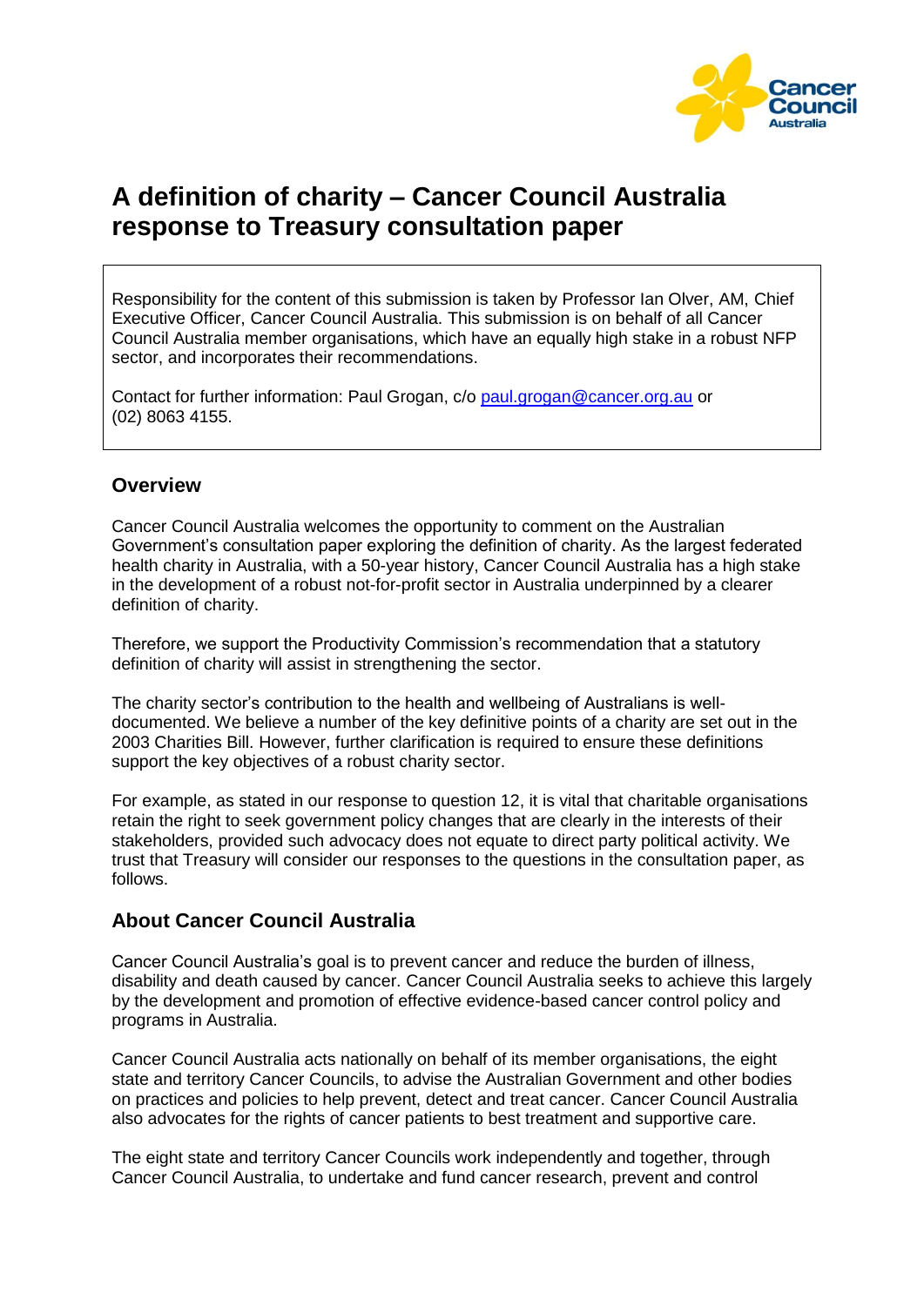# A definition of charity – Cancer Council Australia response to Treasury consultation paper

Responsibility for the content of this submission is taken by Professor Ian Olver, AM, Chief Executive Officer, Cancer Council Australia. This submission is on behalf of all Cancer Council Australia member organisations, which have an equally high stake in a robust NFP sector, and incorporates their recommendations.

Contact for further information: Paul Grogan, c/o [paul.grogan@cancer.org.au](mailto:paul.grogan@cancer.org.au) or (02) 8063 4155.

## Overview

Cancer Council Australia welcomes the opportunity to comment on the Australian Government's consultation paper exploring the definition of charity. As the largest federated health charity in Australia, with a 50-year history, Cancer Council Australia has a high stake in the development of a robust not-for-profit sector in Australia underpinned by a clearer definition of charity.

Therefore, we support the Productivity Commission's recommendation that a statutory definition of charity will assist in strengthening the sector.

The charity sector's contribution to the health and wellbeing of Australians is well-documented. We believe a number of the key definitive points of a charity are set out in the 2003 Charities Bill. However, further clarification is required to ensure these definitions support the key objectives of a robust charity sector.

For example, as stated in our response to question 12, it is vital that charitable organisations retain the right to seek government policy changes that are clearly in the interests of their stakeholders, provided such advocacy does not equate to direct party political activity. We trust that Treasury will consider our responses to the questions in the consultation paper, as follows.

## About Cancer Council Australia

Cancer Council Australia's goal is to prevent cancer and reduce the burden of illness, disability and death caused by cancer. Cancer Council Australia seeks to achieve this largely by the development and promotion of effective evidence-based cancer control policy and programs in Australia.

Cancer Council Australia acts nationally on behalf of its member organisations, the eight state and territory Cancer Councils, to advise the Australian Government and other bodies on practices and policies to help prevent, detect and treat cancer. Cancer Council Australia also advocates for the rights of cancer patients to best treatment and supportive care.

The eight state and territory Cancer Councils work independently and together, through Cancer Council Australia, to undertake and fund cancer research, prevent and control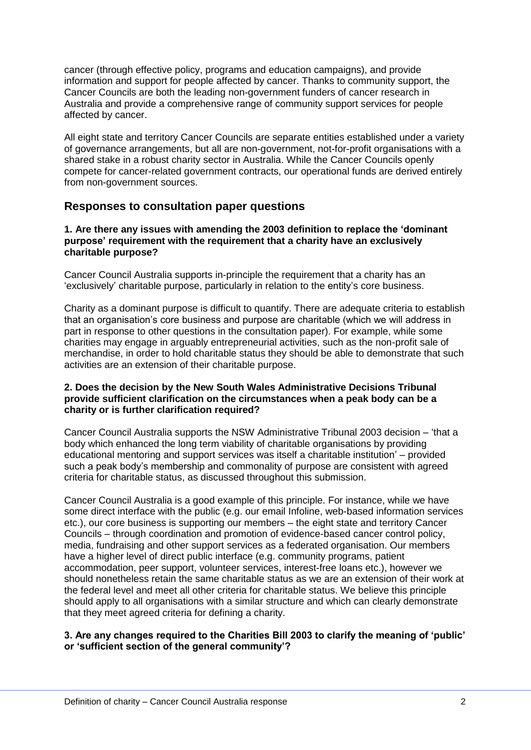cancer (through effective policy, programs and education campaigns), and provide information and support for people affected by cancer. Thanks to community support, the Cancer Councils are both the leading non-government funders of cancer research in Australia and provide a comprehensive range of community support services for people affected by cancer.

All eight state and territory Cancer Councils are separate entities established under a variety of governance arrangements, but all are non-government, not-for-profit organisations with a shared stake in a robust charity sector in Australia. While the Cancer Councils openly compete for cancer-related government contracts, our operational funds are derived entirely from non-government sources.

## Responses to consultation paper questions

**1. Are there any issues with amending the 2003 definition to replace the 'dominant purpose' requirement with the requirement that a charity have an exclusively charitable purpose?**

Cancer Council Australia supports in-principle the requirement that a charity has an 'exclusively' charitable purpose, particularly in relation to the entity's core business.

Charity as a dominant purpose is difficult to quantify. There are adequate criteria to establish that an organisation's core business and purpose are charitable (which we will address in part in response to other questions in the consultation paper). For example, while some charities may engage in arguably entrepreneurial activities, such as the non-profit sale of merchandise, in order to hold charitable status they should be able to demonstrate that such activities are an extension of their charitable purpose.

**2. Does the decision by the New South Wales Administrative Decisions Tribunal provide sufficient clarification on the circumstances when a peak body can be a charity or is further clarification required?**

Cancer Council Australia supports the NSW Administrative Tribunal 2003 decision – 'that a body which enhanced the long term viability of charitable organisations by providing educational mentoring and support services was itself a charitable institution' – provided such a peak body's membership and commonality of purpose are consistent with agreed criteria for charitable status, as discussed throughout this submission.

Cancer Council Australia is a good example of this principle. For instance, while we have some direct interface with the public (e.g. our email Infoline, web-based information services etc.), our core business is supporting our members – the eight state and territory Cancer Councils – through coordination and promotion of evidence-based cancer control policy, media, fundraising and other support services as a federated organisation. Our members have a higher level of direct public interface (e.g. community programs, patient accommodation, peer support, volunteer services, interest-free loans etc.), however we should nonetheless retain the same charitable status as we are an extension of their work at the federal level and meet all other criteria for charitable status. We believe this principle should apply to all organisations with a similar structure and which can clearly demonstrate that they meet agreed criteria for defining a charity.

**3. Are any changes required to the Charities Bill 2003 to clarify the meaning of 'public' or 'sufficient section of the general community'?**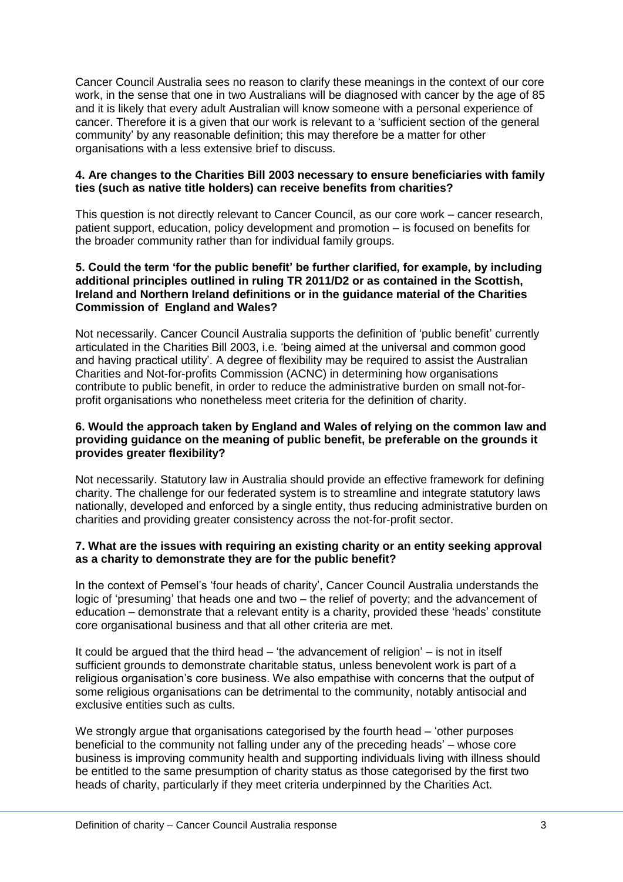Cancer Council Australia sees no reason to clarify these meanings in the context of our core work, in the sense that one in two Australians will be diagnosed with cancer by the age of 85 and it is likely that every adult Australian will know someone with a personal experience of cancer. Therefore it is a given that our work is relevant to a 'sufficient section of the general community' by any reasonable definition; this may therefore be a matter for other organisations with a less extensive brief to discuss.

**4. Are changes to the Charities Bill 2003 necessary to ensure beneficiaries with family ties (such as native title holders) can receive benefits from charities?**

This question is not directly relevant to Cancer Council, as our core work – cancer research, patient support, education, policy development and promotion – is focused on benefits for the broader community rather than for individual family groups.

**5. Could the term 'for the public benefit' be further clarified, for example, by including additional principles outlined in ruling TR 2011/D2 or as contained in the Scottish, Ireland and Northern Ireland definitions or in the guidance material of the Charities Commission of England and Wales?**

Not necessarily. Cancer Council Australia supports the definition of 'public benefit' currently articulated in the Charities Bill 2003, i.e. 'being aimed at the universal and common good and having practical utility'. A degree of flexibility may be required to assist the Australian Charities and Not-for-profits Commission (ACNC) in determining how organisations contribute to public benefit, in order to reduce the administrative burden on small not-for-profit organisations who nonetheless meet criteria for the definition of charity.

**6. Would the approach taken by England and Wales of relying on the common law and providing guidance on the meaning of public benefit, be preferable on the grounds it provides greater flexibility?**

Not necessarily. Statutory law in Australia should provide an effective framework for defining charity. The challenge for our federated system is to streamline and integrate statutory laws nationally, developed and enforced by a single entity, thus reducing administrative burden on charities and providing greater consistency across the not-for-profit sector.

**7. What are the issues with requiring an existing charity or an entity seeking approval as a charity to demonstrate they are for the public benefit?**

In the context of Pemsel's 'four heads of charity', Cancer Council Australia understands the logic of 'presuming' that heads one and two – the relief of poverty; and the advancement of education – demonstrate that a relevant entity is a charity, provided these 'heads' constitute core organisational business and that all other criteria are met.

It could be argued that the third head – 'the advancement of religion' – is not in itself sufficient grounds to demonstrate charitable status, unless benevolent work is part of a religious organisation's core business. We also empathise with concerns that the output of some religious organisations can be detrimental to the community, notably antisocial and exclusive entities such as cults.

We strongly argue that organisations categorised by the fourth head – 'other purposes beneficial to the community not falling under any of the preceding heads' – whose core business is improving community health and supporting individuals living with illness should be entitled to the same presumption of charity status as those categorised by the first two heads of charity, particularly if they meet criteria underpinned by the Charities Act.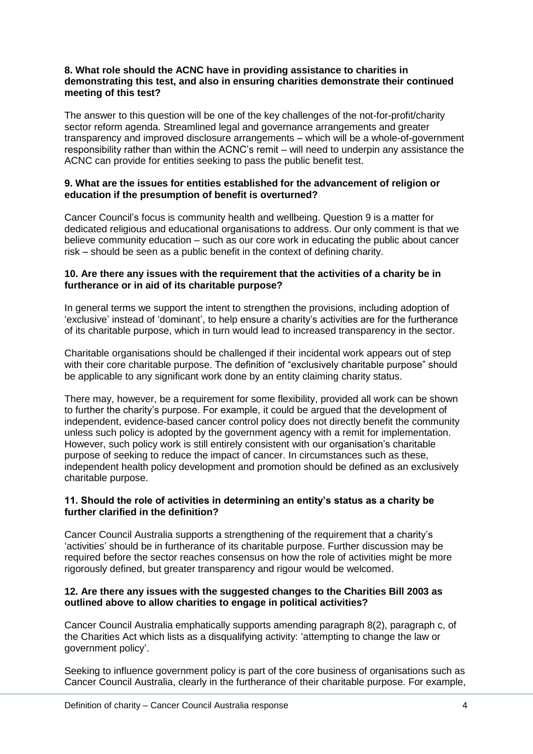**8. What role should the ACNC have in providing assistance to charities in demonstrating this test, and also in ensuring charities demonstrate their continued meeting of this test?**

The answer to this question will be one of the key challenges of the not-for-profit/charity sector reform agenda. Streamlined legal and governance arrangements and greater transparency and improved disclosure arrangements – which will be a whole-of-government responsibility rather than within the ACNC's remit – will need to underpin any assistance the ACNC can provide for entities seeking to pass the public benefit test.

**9. What are the issues for entities established for the advancement of religion or education if the presumption of benefit is overturned?**

Cancer Council's focus is community health and wellbeing. Question 9 is a matter for dedicated religious and educational organisations to address. Our only comment is that we believe community education – such as our core work in educating the public about cancer risk – should be seen as a public benefit in the context of defining charity.

**10. Are there any issues with the requirement that the activities of a charity be in furtherance or in aid of its charitable purpose?**

In general terms we support the intent to strengthen the provisions, including adoption of 'exclusive' instead of 'dominant', to help ensure a charity's activities are for the furtherance of its charitable purpose, which in turn would lead to increased transparency in the sector.

Charitable organisations should be challenged if their incidental work appears out of step with their core charitable purpose. The definition of "exclusively charitable purpose" should be applicable to any significant work done by an entity claiming charity status.

There may, however, be a requirement for some flexibility, provided all work can be shown to further the charity's purpose. For example, it could be argued that the development of independent, evidence-based cancer control policy does not directly benefit the community unless such policy is adopted by the government agency with a remit for implementation. However, such policy work is still entirely consistent with our organisation's charitable purpose of seeking to reduce the impact of cancer. In circumstances such as these, independent health policy development and promotion should be defined as an exclusively charitable purpose.

**11. Should the role of activities in determining an entity's status as a charity be further clarified in the definition?**

Cancer Council Australia supports a strengthening of the requirement that a charity's 'activities' should be in furtherance of its charitable purpose. Further discussion may be required before the sector reaches consensus on how the role of activities might be more rigorously defined, but greater transparency and rigour would be welcomed.

**12. Are there any issues with the suggested changes to the Charities Bill 2003 as outlined above to allow charities to engage in political activities?**

Cancer Council Australia emphatically supports amending paragraph 8(2), paragraph c, of the Charities Act which lists as a disqualifying activity: 'attempting to change the law or government policy'.

Seeking to influence government policy is part of the core business of organisations such as Cancer Council Australia, clearly in the furtherance of their charitable purpose. For example,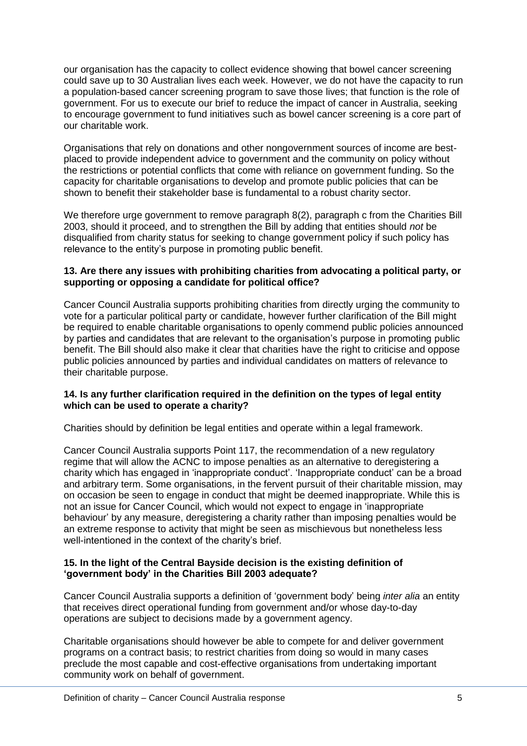our organisation has the capacity to collect evidence showing that bowel cancer screening could save up to 30 Australian lives each week. However, we do not have the capacity to run a population-based cancer screening program to save those lives; that function is the role of government. For us to execute our brief to reduce the impact of cancer in Australia, seeking to encourage government to fund initiatives such as bowel cancer screening is a core part of our charitable work.

Organisations that rely on donations and other nongovernment sources of income are best-placed to provide independent advice to government and the community on policy without the restrictions or potential conflicts that come with reliance on government funding. So the capacity for charitable organisations to develop and promote public policies that can be shown to benefit their stakeholder base is fundamental to a robust charity sector.

We therefore urge government to remove paragraph 8(2), paragraph c from the Charities Bill 2003, should it proceed, and to strengthen the Bill by adding that entities should *not* be disqualified from charity status for seeking to change government policy if such policy has relevance to the entity's purpose in promoting public benefit.

**13. Are there any issues with prohibiting charities from advocating a political party, or supporting or opposing a candidate for political office?**

Cancer Council Australia supports prohibiting charities from directly urging the community to vote for a particular political party or candidate, however further clarification of the Bill might be required to enable charitable organisations to openly commend public policies announced by parties and candidates that are relevant to the organisation's purpose in promoting public benefit. The Bill should also make it clear that charities have the right to criticise and oppose public policies announced by parties and individual candidates on matters of relevance to their charitable purpose.

**14. Is any further clarification required in the definition on the types of legal entity which can be used to operate a charity?**

Charities should by definition be legal entities and operate within a legal framework.

Cancer Council Australia supports Point 117, the recommendation of a new regulatory regime that will allow the ACNC to impose penalties as an alternative to deregistering a charity which has engaged in 'inappropriate conduct'. 'Inappropriate conduct' can be a broad and arbitrary term. Some organisations, in the fervent pursuit of their charitable mission, may on occasion be seen to engage in conduct that might be deemed inappropriate. While this is not an issue for Cancer Council, which would not expect to engage in 'inappropriate behaviour' by any measure, deregistering a charity rather than imposing penalties would be an extreme response to activity that might be seen as mischievous but nonetheless less well-intentioned in the context of the charity's brief.

**15. In the light of the Central Bayside decision is the existing definition of 'government body' in the Charities Bill 2003 adequate?**

Cancer Council Australia supports a definition of 'government body' being *inter alia* an entity that receives direct operational funding from government and/or whose day-to-day operations are subject to decisions made by a government agency.

Charitable organisations should however be able to compete for and deliver government programs on a contract basis; to restrict charities from doing so would in many cases preclude the most capable and cost-effective organisations from undertaking important community work on behalf of government.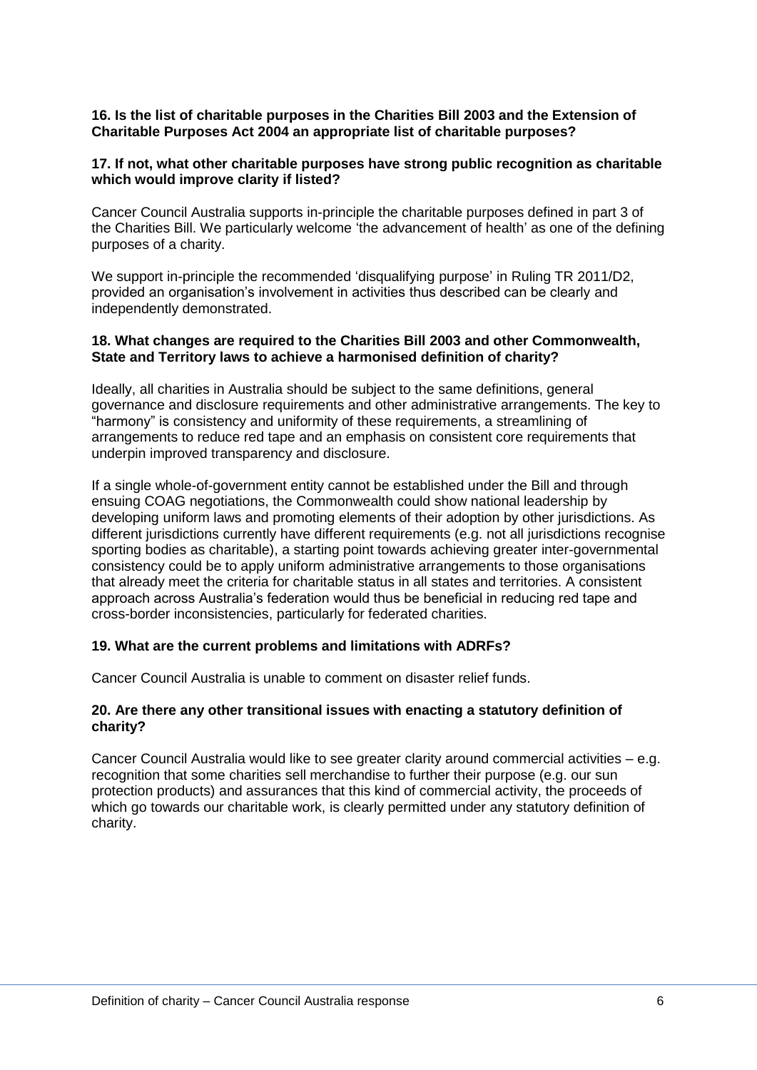**16. Is the list of charitable purposes in the Charities Bill 2003 and the Extension of Charitable Purposes Act 2004 an appropriate list of charitable purposes?**

**17. If not, what other charitable purposes have strong public recognition as charitable which would improve clarity if listed?**

Cancer Council Australia supports in-principle the charitable purposes defined in part 3 of the Charities Bill. We particularly welcome 'the advancement of health' as one of the defining purposes of a charity.

We support in-principle the recommended 'disqualifying purpose' in Ruling TR 2011/D2, provided an organisation's involvement in activities thus described can be clearly and independently demonstrated.

**18. What changes are required to the Charities Bill 2003 and other Commonwealth, State and Territory laws to achieve a harmonised definition of charity?**

Ideally, all charities in Australia should be subject to the same definitions, general governance and disclosure requirements and other administrative arrangements. The key to "harmony" is consistency and uniformity of these requirements, a streamlining of arrangements to reduce red tape and an emphasis on consistent core requirements that underpin improved transparency and disclosure.

If a single whole-of-government entity cannot be established under the Bill and through ensuing COAG negotiations, the Commonwealth could show national leadership by developing uniform laws and promoting elements of their adoption by other jurisdictions. As different jurisdictions currently have different requirements (e.g. not all jurisdictions recognise sporting bodies as charitable), a starting point towards achieving greater inter-governmental consistency could be to apply uniform administrative arrangements to those organisations that already meet the criteria for charitable status in all states and territories. A consistent approach across Australia's federation would thus be beneficial in reducing red tape and cross-border inconsistencies, particularly for federated charities.

**19. What are the current problems and limitations with ADRFs?**

Cancer Council Australia is unable to comment on disaster relief funds.

**20. Are there any other transitional issues with enacting a statutory definition of charity?**

Cancer Council Australia would like to see greater clarity around commercial activities – e.g. recognition that some charities sell merchandise to further their purpose (e.g. our sun protection products) and assurances that this kind of commercial activity, the proceeds of which go towards our charitable work, is clearly permitted under any statutory definition of charity.